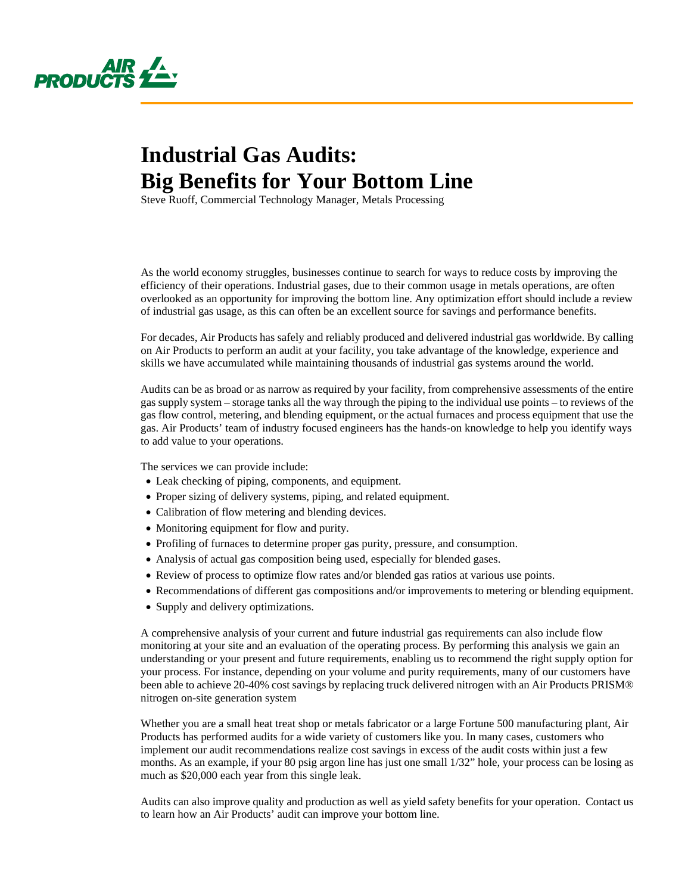# Industrial Gas Audits: Big Benefits for Your Bottom Line

Steve Ruoff, Commercial Technology Manager, Metals Processing

As the world economy struggles, businesses continue to search for ways to reduce costs by improving the efficiency of their operations. Industrial gases, due to their common usage in metals operations, are often overlooked as an opportunity for improving the bottom line. Any optimization effort should include a review of industrial gas usage, as this can often be an excellent source for savings and performance benefits.

For decades, Air Products has safely and reliably produced and delivered industrial gas worldwide. By calling on Air Products to perform an audit at your facility, you take advantage of the knowledge, experience and skills we have accumulated while maintaining thousands of industrial gas systems around the world.

Audits can be as broad or as narrow as required by your facility, from comprehensive assessments of the entire gas supply system – storage tanks all the way through the piping to the individual use points – to reviews of the gas flow control, metering, and blending equipment, or the actual furnaces and process equipment that use the gas. Air Products' team of industry focused engineers has the hands-on knowledge to help you identify ways to add value to your operations.

The services we can provide include:

- Leak checking of piping, components, and equipment.
- Proper sizing of delivery systems, piping, and related equipment.
- Calibration of flow metering and blending devices.
- Monitoring equipment for flow and purity.
- Profiling of furnaces to determine proper gas purity, pressure, and consumption.
- Analysis of actual gas composition being used, especially for blended gases.
- Review of process to optimize flow rates and/or blended gas ratios at various use points.
- Recommendations of different gas compositions and/or improvements to metering or blending equipment.
- Supply and delivery optimizations.

A comprehensive analysis of your current and future industrial gas requirements can also include flow monitoring at your site and an evaluation of the operating process. By performing this analysis we gain an understanding or your present and future requirements, enabling us to recommend the right supply option for your process. For instance, depending on your volume and purity requirements, many of our customers have been able to achieve 20-40% cost savings by replacing truck delivered nitrogen with an Air Products PRISM® nitrogen on-site generation system

Whether you are a small heat treat shop or metals fabricator or a large Fortune 500 manufacturing plant, Air Products has performed audits for a wide variety of customers like you. In many cases, customers who implement our audit recommendations realize cost savings in excess of the audit costs within just a few months. As an example, if your 80 psig argon line has just one small 1/32" hole, your process can be losing as much as $20,000 each year from this single leak.

Audits can also improve quality and production as well as yield safety benefits for your operation. Contact us to learn how an Air Products' audit can improve your bottom line.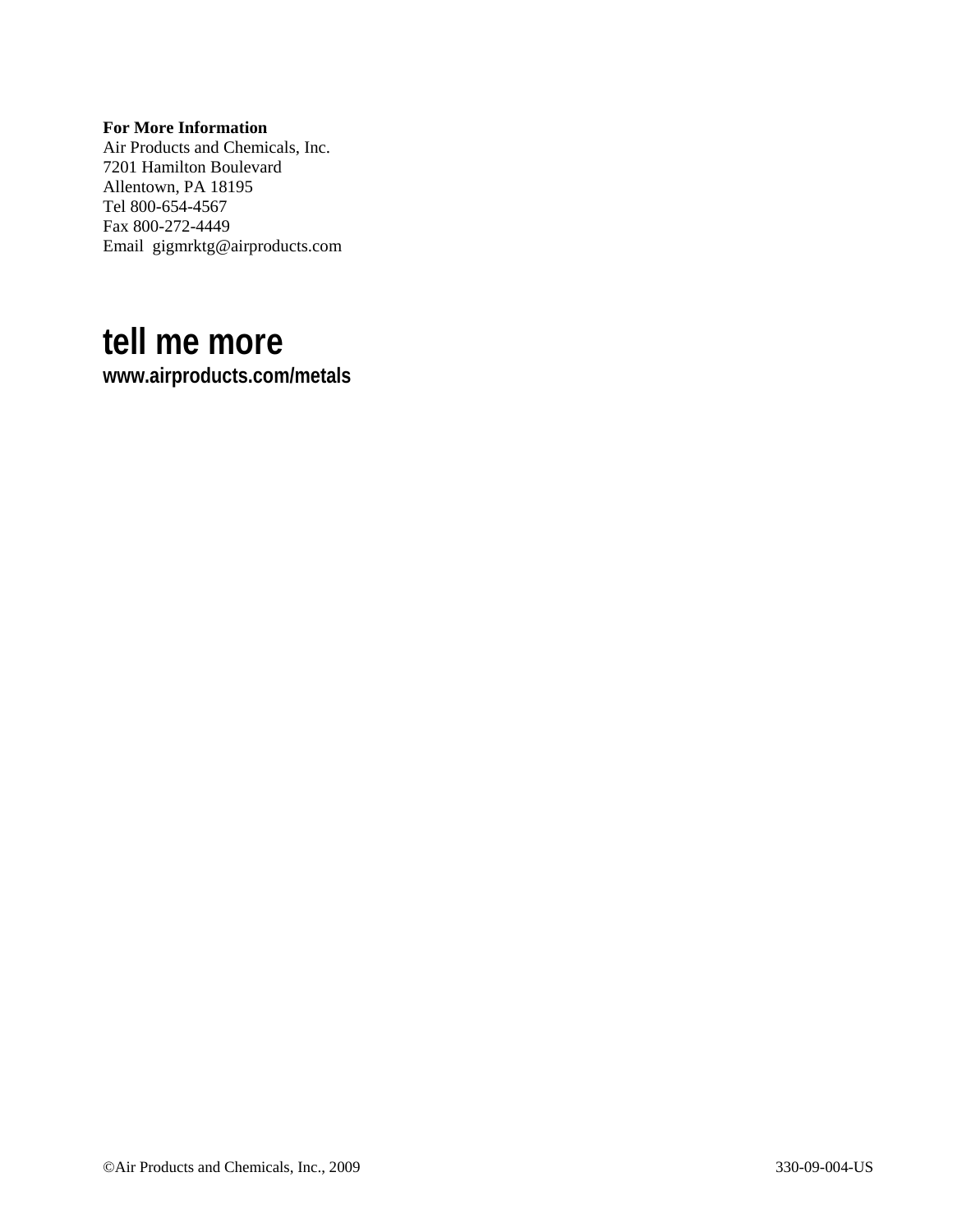**For More Information**
Air Products and Chemicals, Inc.
7201 Hamilton Boulevard
Allentown, PA 18195
Tel 800-654-4567
Fax 800-272-4449
Email gigmrktg@airproducts.com

## tell me more

**www.airproducts.com/metals**

©Air Products and Chemicals, Inc., 2009 330-09-004-US